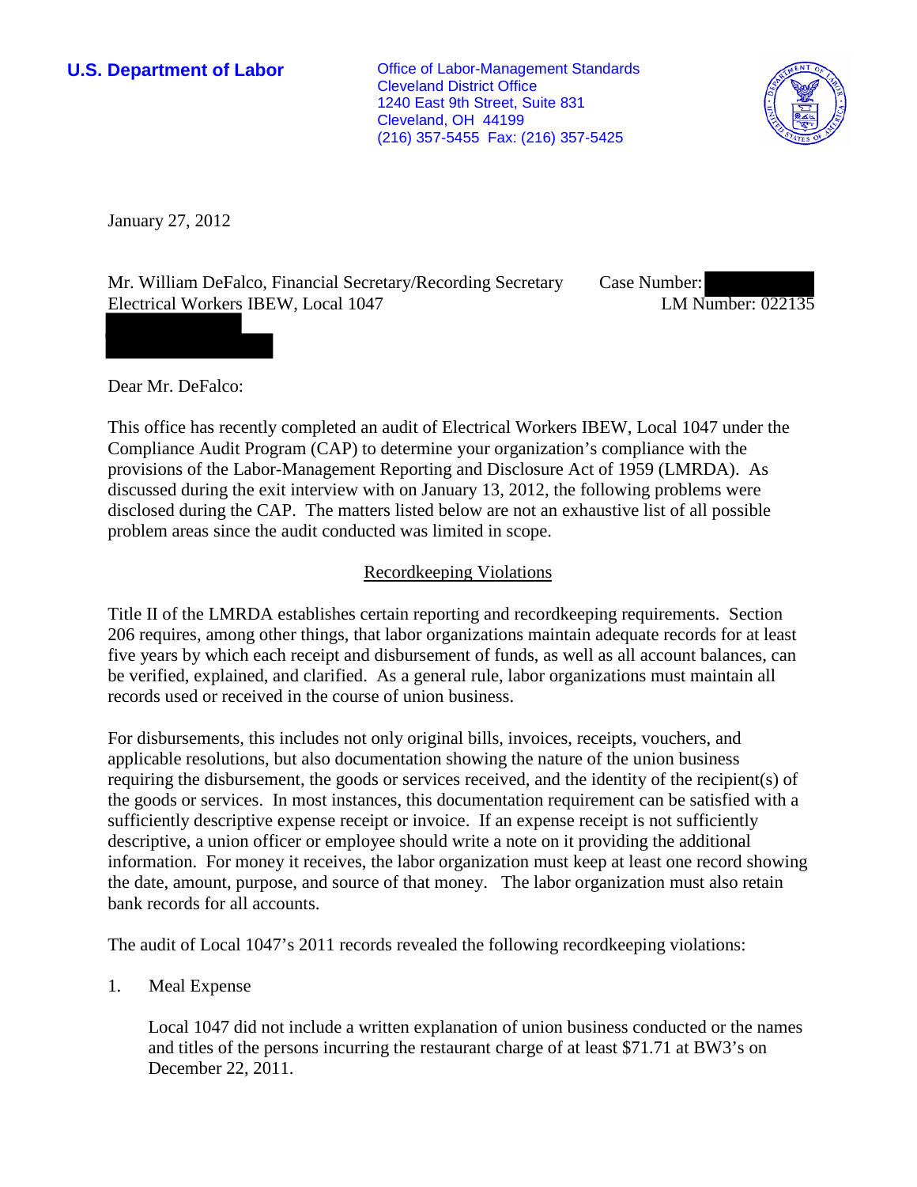**U.S. Department of Labor**

Office of Labor-Management Standards
Cleveland District Office
1240 East 9th Street, Suite 831
Cleveland, OH 44199
(216) 357-5455 Fax: (216) 357-5425

January 27, 2012

Mr. William DeFalco, Financial Secretary/Recording Secretary
Electrical Workers IBEW, Local 1047

Case Number:
LM Number: 022135

Dear Mr. DeFalco:

This office has recently completed an audit of Electrical Workers IBEW, Local 1047 under the Compliance Audit Program (CAP) to determine your organization's compliance with the provisions of the Labor-Management Reporting and Disclosure Act of 1959 (LMRDA). As discussed during the exit interview with on January 13, 2012, the following problems were disclosed during the CAP. The matters listed below are not an exhaustive list of all possible problem areas since the audit conducted was limited in scope.

## Recordkeeping Violations

Title II of the LMRDA establishes certain reporting and recordkeeping requirements. Section 206 requires, among other things, that labor organizations maintain adequate records for at least five years by which each receipt and disbursement of funds, as well as all account balances, can be verified, explained, and clarified. As a general rule, labor organizations must maintain all records used or received in the course of union business.

For disbursements, this includes not only original bills, invoices, receipts, vouchers, and applicable resolutions, but also documentation showing the nature of the union business requiring the disbursement, the goods or services received, and the identity of the recipient(s) of the goods or services. In most instances, this documentation requirement can be satisfied with a sufficiently descriptive expense receipt or invoice. If an expense receipt is not sufficiently descriptive, a union officer or employee should write a note on it providing the additional information. For money it receives, the labor organization must keep at least one record showing the date, amount, purpose, and source of that money. The labor organization must also retain bank records for all accounts.

The audit of Local 1047's 2011 records revealed the following recordkeeping violations:

1. Meal Expense

   Local 1047 did not include a written explanation of union business conducted or the names and titles of the persons incurring the restaurant charge of at least $71.71 at BW3's on December 22, 2011.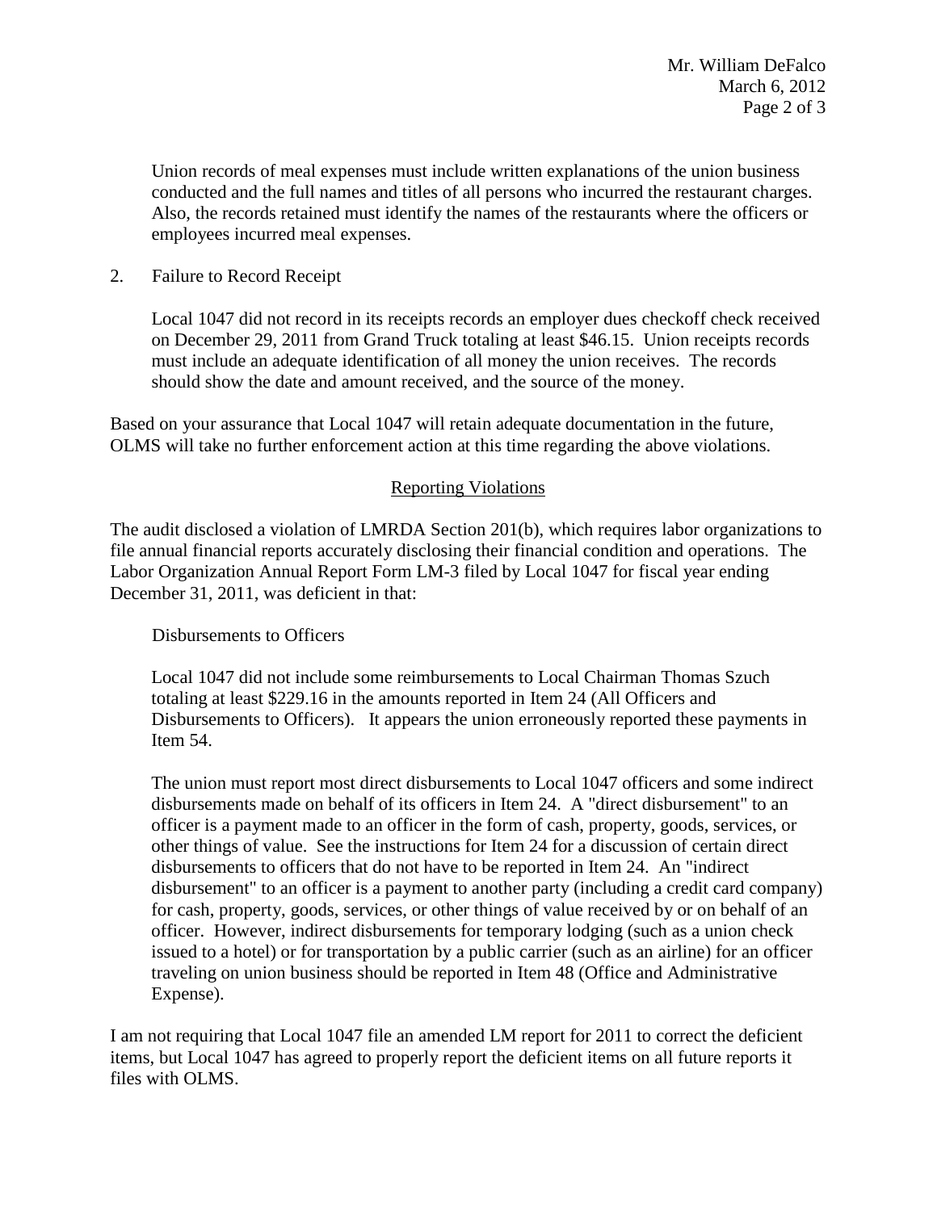Union records of meal expenses must include written explanations of the union business conducted and the full names and titles of all persons who incurred the restaurant charges. Also, the records retained must identify the names of the restaurants where the officers or employees incurred meal expenses.

2. Failure to Record Receipt

Local 1047 did not record in its receipts records an employer dues checkoff check received on December 29, 2011 from Grand Truck totaling at least $46.15. Union receipts records must include an adequate identification of all money the union receives. The records should show the date and amount received, and the source of the money.

Based on your assurance that Local 1047 will retain adequate documentation in the future, OLMS will take no further enforcement action at this time regarding the above violations.

## Reporting Violations

The audit disclosed a violation of LMRDA Section 201(b), which requires labor organizations to file annual financial reports accurately disclosing their financial condition and operations. The Labor Organization Annual Report Form LM-3 filed by Local 1047 for fiscal year ending December 31, 2011, was deficient in that:

Disbursements to Officers

Local 1047 did not include some reimbursements to Local Chairman Thomas Szuch totaling at least $229.16 in the amounts reported in Item 24 (All Officers and Disbursements to Officers). It appears the union erroneously reported these payments in Item 54.

The union must report most direct disbursements to Local 1047 officers and some indirect disbursements made on behalf of its officers in Item 24. A "direct disbursement" to an officer is a payment made to an officer in the form of cash, property, goods, services, or other things of value. See the instructions for Item 24 for a discussion of certain direct disbursements to officers that do not have to be reported in Item 24. An "indirect disbursement" to an officer is a payment to another party (including a credit card company) for cash, property, goods, services, or other things of value received by or on behalf of an officer. However, indirect disbursements for temporary lodging (such as a union check issued to a hotel) or for transportation by a public carrier (such as an airline) for an officer traveling on union business should be reported in Item 48 (Office and Administrative Expense).

I am not requiring that Local 1047 file an amended LM report for 2011 to correct the deficient items, but Local 1047 has agreed to properly report the deficient items on all future reports it files with OLMS.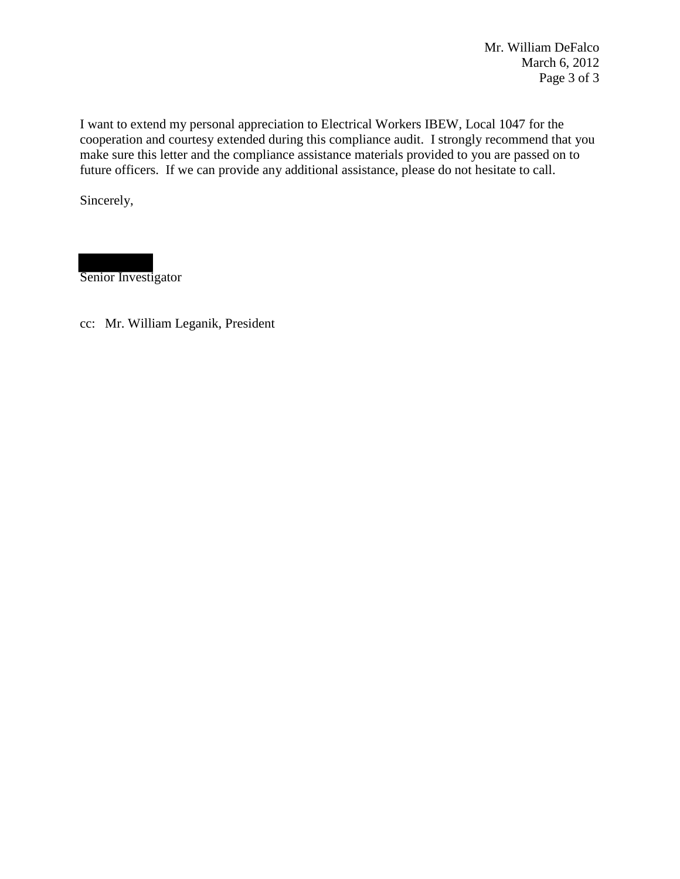I want to extend my personal appreciation to Electrical Workers IBEW, Local 1047 for the cooperation and courtesy extended during this compliance audit. I strongly recommend that you make sure this letter and the compliance assistance materials provided to you are passed on to future officers. If we can provide any additional assistance, please do not hesitate to call.

Sincerely,

Senior Investigator

cc: Mr. William Leganik, President